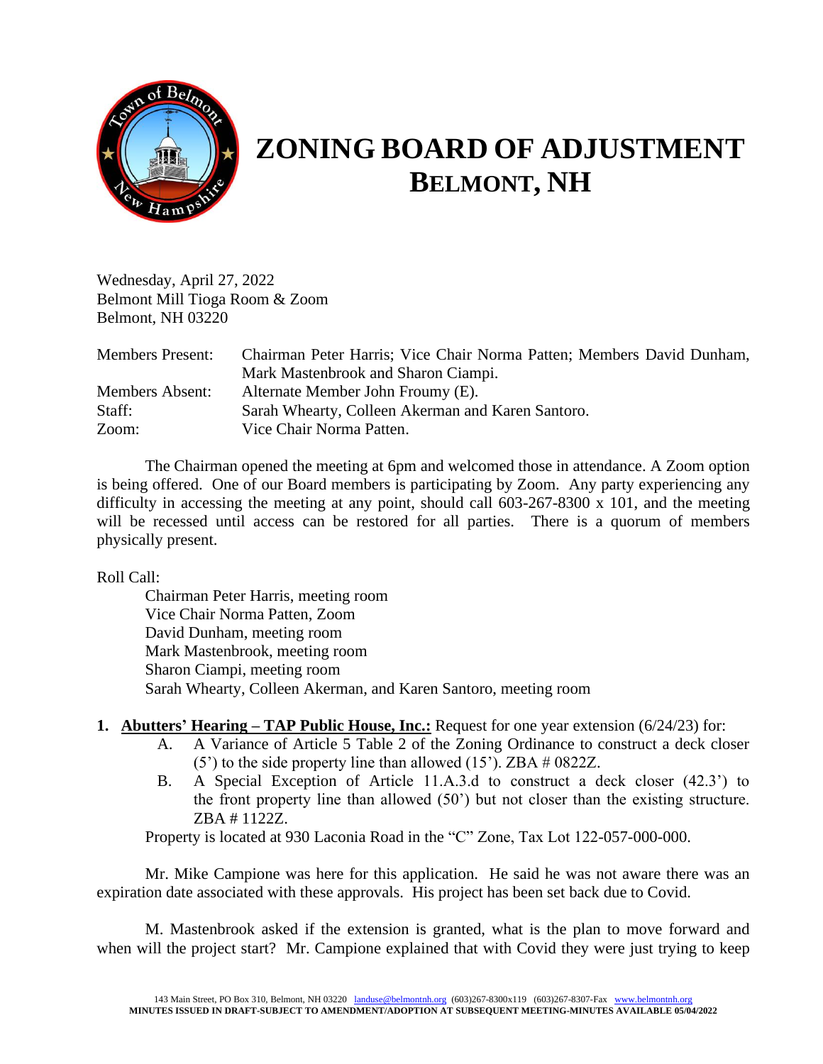# ZONING BOARD OF ADJUSTMENT
## BELMONT, NH

Wednesday, April 27, 2022
Belmont Mill Tioga Room & Zoom
Belmont, NH 03220

| | |
|---|---|
| Members Present: | Chairman Peter Harris; Vice Chair Norma Patten; Members David Dunham, Mark Mastenbrook and Sharon Ciampi. |
| Members Absent: | Alternate Member John Froumy (E). |
| Staff: | Sarah Whearty, Colleen Akerman and Karen Santoro. |
| Zoom: | Vice Chair Norma Patten. |

The Chairman opened the meeting at 6pm and welcomed those in attendance. A Zoom option is being offered. One of our Board members is participating by Zoom. Any party experiencing any difficulty in accessing the meeting at any point, should call 603-267-8300 x 101, and the meeting will be recessed until access can be restored for all parties. There is a quorum of members physically present.

Roll Call:

Chairman Peter Harris, meeting room
Vice Chair Norma Patten, Zoom
David Dunham, meeting room
Mark Mastenbrook, meeting room
Sharon Ciampi, meeting room
Sarah Whearty, Colleen Akerman, and Karen Santoro, meeting room

1. **Abutters' Hearing – TAP Public House, Inc.:** Request for one year extension (6/24/23) for:
   - A. A Variance of Article 5 Table 2 of the Zoning Ordinance to construct a deck closer (5') to the side property line than allowed (15'). ZBA # 0822Z.
   - B. A Special Exception of Article 11.A.3.d to construct a deck closer (42.3') to the front property line than allowed (50') but not closer than the existing structure. ZBA # 1122Z.

   Property is located at 930 Laconia Road in the "C" Zone, Tax Lot 122-057-000-000.

Mr. Mike Campione was here for this application. He said he was not aware there was an expiration date associated with these approvals. His project has been set back due to Covid.

M. Mastenbrook asked if the extension is granted, what is the plan to move forward and when will the project start? Mr. Campione explained that with Covid they were just trying to keep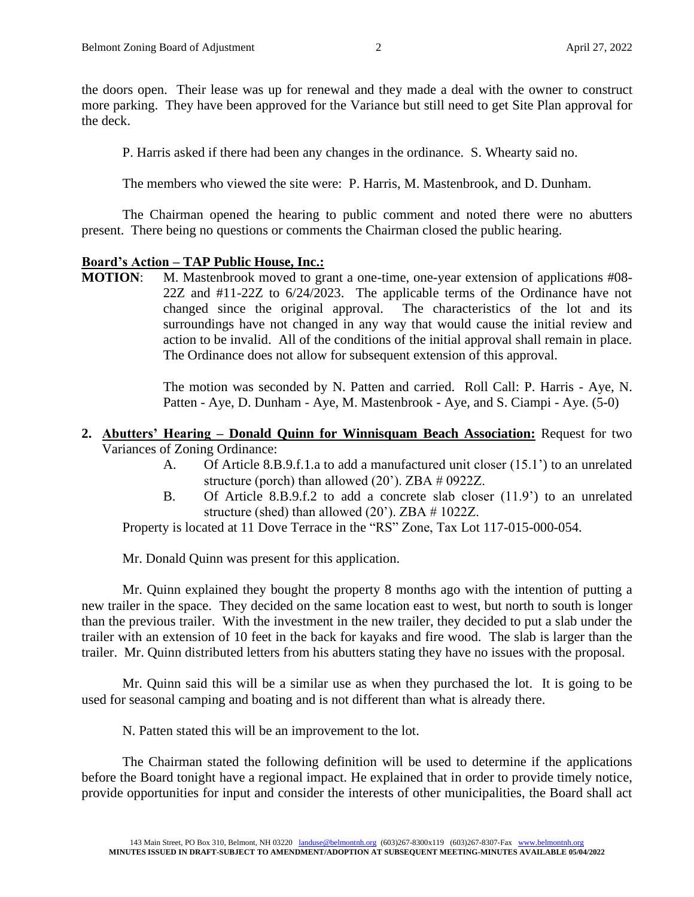the doors open. Their lease was up for renewal and they made a deal with the owner to construct more parking. They have been approved for the Variance but still need to get Site Plan approval for the deck.

P. Harris asked if there had been any changes in the ordinance. S. Whearty said no.

The members who viewed the site were: P. Harris, M. Mastenbrook, and D. Dunham.

The Chairman opened the hearing to public comment and noted there were no abutters present. There being no questions or comments the Chairman closed the public hearing.

**Board's Action – TAP Public House, Inc.:**

**MOTION**: M. Mastenbrook moved to grant a one-time, one-year extension of applications #08-22Z and #11-22Z to 6/24/2023. The applicable terms of the Ordinance have not changed since the original approval. The characteristics of the lot and its surroundings have not changed in any way that would cause the initial review and action to be invalid. All of the conditions of the initial approval shall remain in place. The Ordinance does not allow for subsequent extension of this approval.

The motion was seconded by N. Patten and carried. Roll Call: P. Harris - Aye, N. Patten - Aye, D. Dunham - Aye, M. Mastenbrook - Aye, and S. Ciampi - Aye. (5-0)

2. **Abutters' Hearing – Donald Quinn for Winnisquam Beach Association:** Request for two Variances of Zoning Ordinance:
   A. Of Article 8.B.9.f.1.a to add a manufactured unit closer (15.1') to an unrelated structure (porch) than allowed (20'). ZBA # 0922Z.
   B. Of Article 8.B.9.f.2 to add a concrete slab closer (11.9') to an unrelated structure (shed) than allowed (20'). ZBA # 1022Z.

   Property is located at 11 Dove Terrace in the "RS" Zone, Tax Lot 117-015-000-054.

Mr. Donald Quinn was present for this application.

Mr. Quinn explained they bought the property 8 months ago with the intention of putting a new trailer in the space. They decided on the same location east to west, but north to south is longer than the previous trailer. With the investment in the new trailer, they decided to put a slab under the trailer with an extension of 10 feet in the back for kayaks and fire wood. The slab is larger than the trailer. Mr. Quinn distributed letters from his abutters stating they have no issues with the proposal.

Mr. Quinn said this will be a similar use as when they purchased the lot. It is going to be used for seasonal camping and boating and is not different than what is already there.

N. Patten stated this will be an improvement to the lot.

The Chairman stated the following definition will be used to determine if the applications before the Board tonight have a regional impact. He explained that in order to provide timely notice, provide opportunities for input and consider the interests of other municipalities, the Board shall act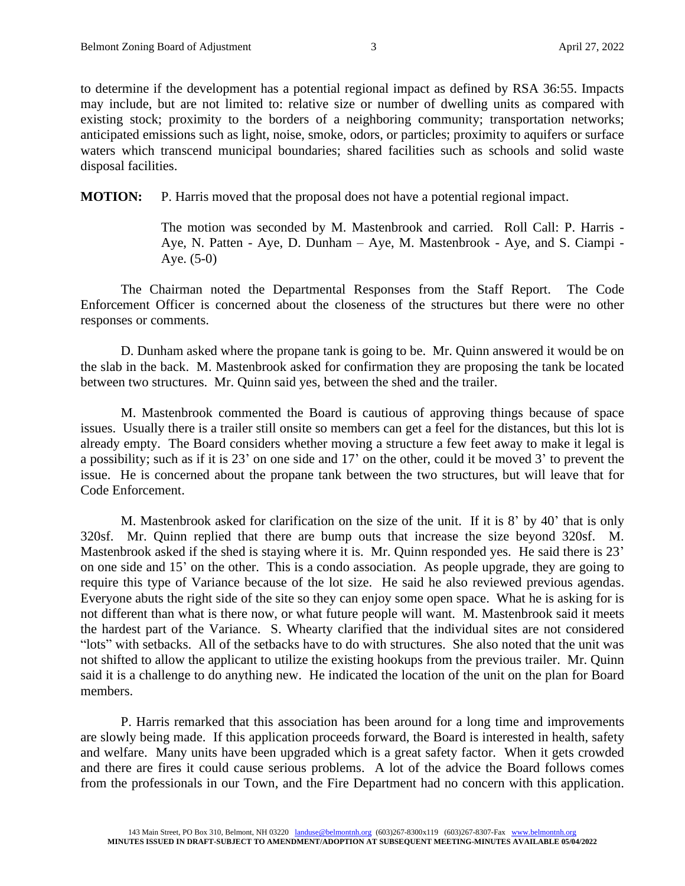to determine if the development has a potential regional impact as defined by RSA 36:55. Impacts may include, but are not limited to: relative size or number of dwelling units as compared with existing stock; proximity to the borders of a neighboring community; transportation networks; anticipated emissions such as light, noise, smoke, odors, or particles; proximity to aquifers or surface waters which transcend municipal boundaries; shared facilities such as schools and solid waste disposal facilities.

**MOTION:** P. Harris moved that the proposal does not have a potential regional impact.

The motion was seconded by M. Mastenbrook and carried. Roll Call: P. Harris - Aye, N. Patten - Aye, D. Dunham – Aye, M. Mastenbrook - Aye, and S. Ciampi - Aye. (5-0)

The Chairman noted the Departmental Responses from the Staff Report. The Code Enforcement Officer is concerned about the closeness of the structures but there were no other responses or comments.

D. Dunham asked where the propane tank is going to be. Mr. Quinn answered it would be on the slab in the back. M. Mastenbrook asked for confirmation they are proposing the tank be located between two structures. Mr. Quinn said yes, between the shed and the trailer.

M. Mastenbrook commented the Board is cautious of approving things because of space issues. Usually there is a trailer still onsite so members can get a feel for the distances, but this lot is already empty. The Board considers whether moving a structure a few feet away to make it legal is a possibility; such as if it is 23' on one side and 17' on the other, could it be moved 3' to prevent the issue. He is concerned about the propane tank between the two structures, but will leave that for Code Enforcement.

M. Mastenbrook asked for clarification on the size of the unit. If it is 8' by 40' that is only 320sf. Mr. Quinn replied that there are bump outs that increase the size beyond 320sf. M. Mastenbrook asked if the shed is staying where it is. Mr. Quinn responded yes. He said there is 23' on one side and 15' on the other. This is a condo association. As people upgrade, they are going to require this type of Variance because of the lot size. He said he also reviewed previous agendas. Everyone abuts the right side of the site so they can enjoy some open space. What he is asking for is not different than what is there now, or what future people will want. M. Mastenbrook said it meets the hardest part of the Variance. S. Whearty clarified that the individual sites are not considered "lots" with setbacks. All of the setbacks have to do with structures. She also noted that the unit was not shifted to allow the applicant to utilize the existing hookups from the previous trailer. Mr. Quinn said it is a challenge to do anything new. He indicated the location of the unit on the plan for Board members.

P. Harris remarked that this association has been around for a long time and improvements are slowly being made. If this application proceeds forward, the Board is interested in health, safety and welfare. Many units have been upgraded which is a great safety factor. When it gets crowded and there are fires it could cause serious problems. A lot of the advice the Board follows comes from the professionals in our Town, and the Fire Department had no concern with this application.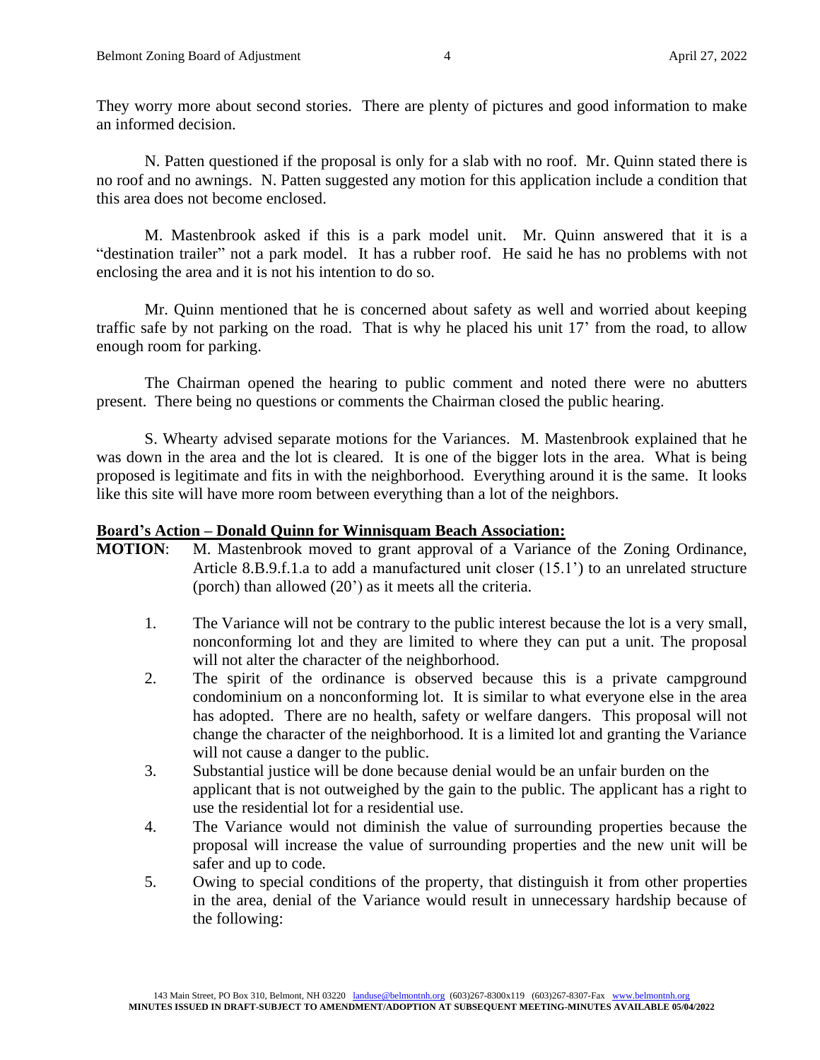They worry more about second stories. There are plenty of pictures and good information to make an informed decision.

N. Patten questioned if the proposal is only for a slab with no roof. Mr. Quinn stated there is no roof and no awnings. N. Patten suggested any motion for this application include a condition that this area does not become enclosed.

M. Mastenbrook asked if this is a park model unit. Mr. Quinn answered that it is a "destination trailer" not a park model. It has a rubber roof. He said he has no problems with not enclosing the area and it is not his intention to do so.

Mr. Quinn mentioned that he is concerned about safety as well and worried about keeping traffic safe by not parking on the road. That is why he placed his unit 17' from the road, to allow enough room for parking.

The Chairman opened the hearing to public comment and noted there were no abutters present. There being no questions or comments the Chairman closed the public hearing.

S. Whearty advised separate motions for the Variances. M. Mastenbrook explained that he was down in the area and the lot is cleared. It is one of the bigger lots in the area. What is being proposed is legitimate and fits in with the neighborhood. Everything around it is the same. It looks like this site will have more room between everything than a lot of the neighbors.

**Board's Action – Donald Quinn for Winnisquam Beach Association:**

**MOTION**: M. Mastenbrook moved to grant approval of a Variance of the Zoning Ordinance, Article 8.B.9.f.1.a to add a manufactured unit closer (15.1') to an unrelated structure (porch) than allowed (20') as it meets all the criteria.

1. The Variance will not be contrary to the public interest because the lot is a very small, nonconforming lot and they are limited to where they can put a unit. The proposal will not alter the character of the neighborhood.
2. The spirit of the ordinance is observed because this is a private campground condominium on a nonconforming lot. It is similar to what everyone else in the area has adopted. There are no health, safety or welfare dangers. This proposal will not change the character of the neighborhood. It is a limited lot and granting the Variance will not cause a danger to the public.
3. Substantial justice will be done because denial would be an unfair burden on the applicant that is not outweighed by the gain to the public. The applicant has a right to use the residential lot for a residential use.
4. The Variance would not diminish the value of surrounding properties because the proposal will increase the value of surrounding properties and the new unit will be safer and up to code.
5. Owing to special conditions of the property, that distinguish it from other properties in the area, denial of the Variance would result in unnecessary hardship because of the following: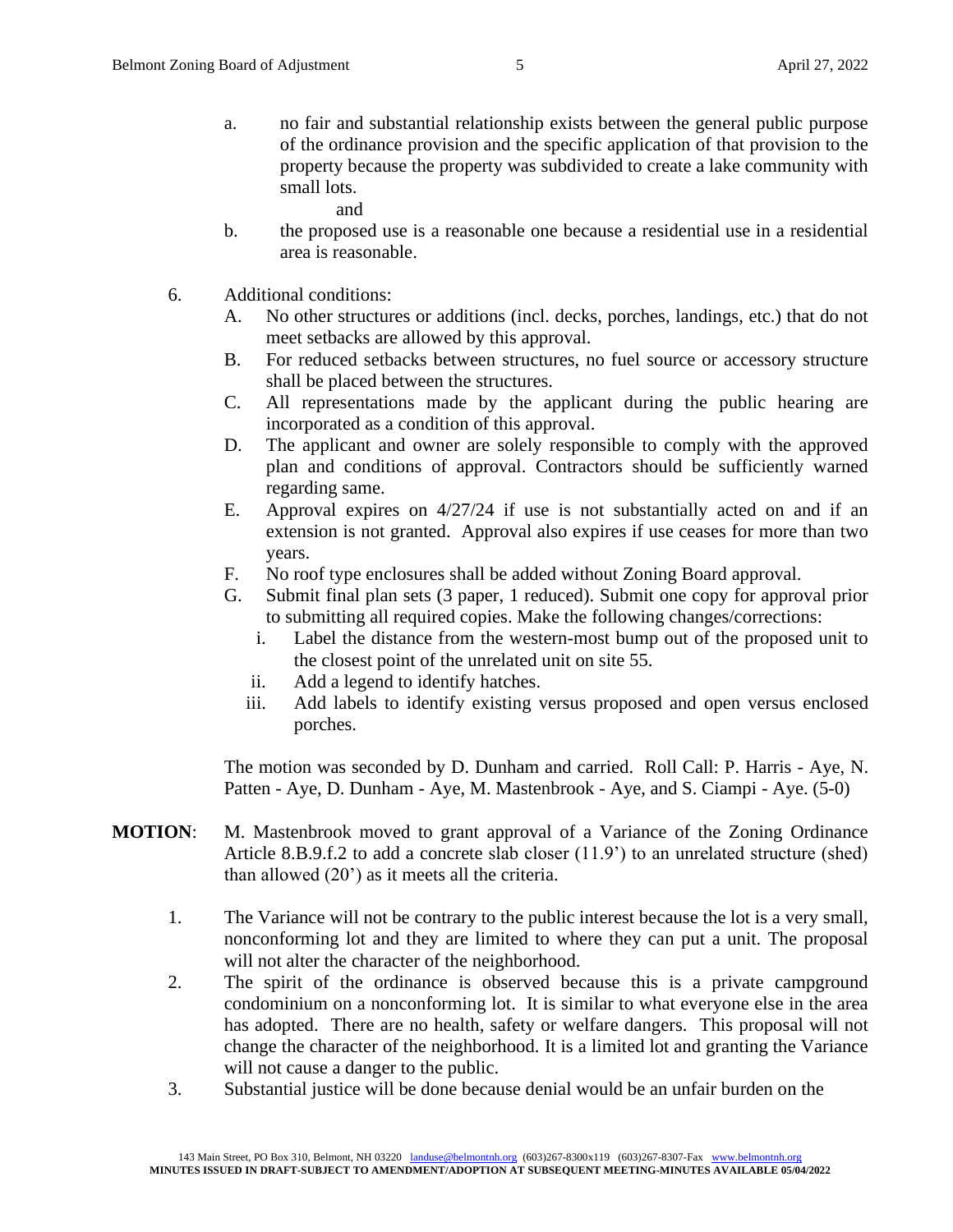a. no fair and substantial relationship exists between the general public purpose of the ordinance provision and the specific application of that provision to the property because the property was subdivided to create a lake community with small lots.

and

b. the proposed use is a reasonable one because a residential use in a residential area is reasonable.

6. Additional conditions:
   - A. No other structures or additions (incl. decks, porches, landings, etc.) that do not meet setbacks are allowed by this approval.
   - B. For reduced setbacks between structures, no fuel source or accessory structure shall be placed between the structures.
   - C. All representations made by the applicant during the public hearing are incorporated as a condition of this approval.
   - D. The applicant and owner are solely responsible to comply with the approved plan and conditions of approval. Contractors should be sufficiently warned regarding same.
   - E. Approval expires on 4/27/24 if use is not substantially acted on and if an extension is not granted. Approval also expires if use ceases for more than two years.
   - F. No roof type enclosures shall be added without Zoning Board approval.
   - G. Submit final plan sets (3 paper, 1 reduced). Submit one copy for approval prior to submitting all required copies. Make the following changes/corrections:
     - i. Label the distance from the western-most bump out of the proposed unit to the closest point of the unrelated unit on site 55.
     - ii. Add a legend to identify hatches.
     - iii. Add labels to identify existing versus proposed and open versus enclosed porches.

The motion was seconded by D. Dunham and carried. Roll Call: P. Harris - Aye, N. Patten - Aye, D. Dunham - Aye, M. Mastenbrook - Aye, and S. Ciampi - Aye. (5-0)

**MOTION**: M. Mastenbrook moved to grant approval of a Variance of the Zoning Ordinance Article 8.B.9.f.2 to add a concrete slab closer (11.9') to an unrelated structure (shed) than allowed (20') as it meets all the criteria.

1. The Variance will not be contrary to the public interest because the lot is a very small, nonconforming lot and they are limited to where they can put a unit. The proposal will not alter the character of the neighborhood.
2. The spirit of the ordinance is observed because this is a private campground condominium on a nonconforming lot. It is similar to what everyone else in the area has adopted. There are no health, safety or welfare dangers. This proposal will not change the character of the neighborhood. It is a limited lot and granting the Variance will not cause a danger to the public.
3. Substantial justice will be done because denial would be an unfair burden on the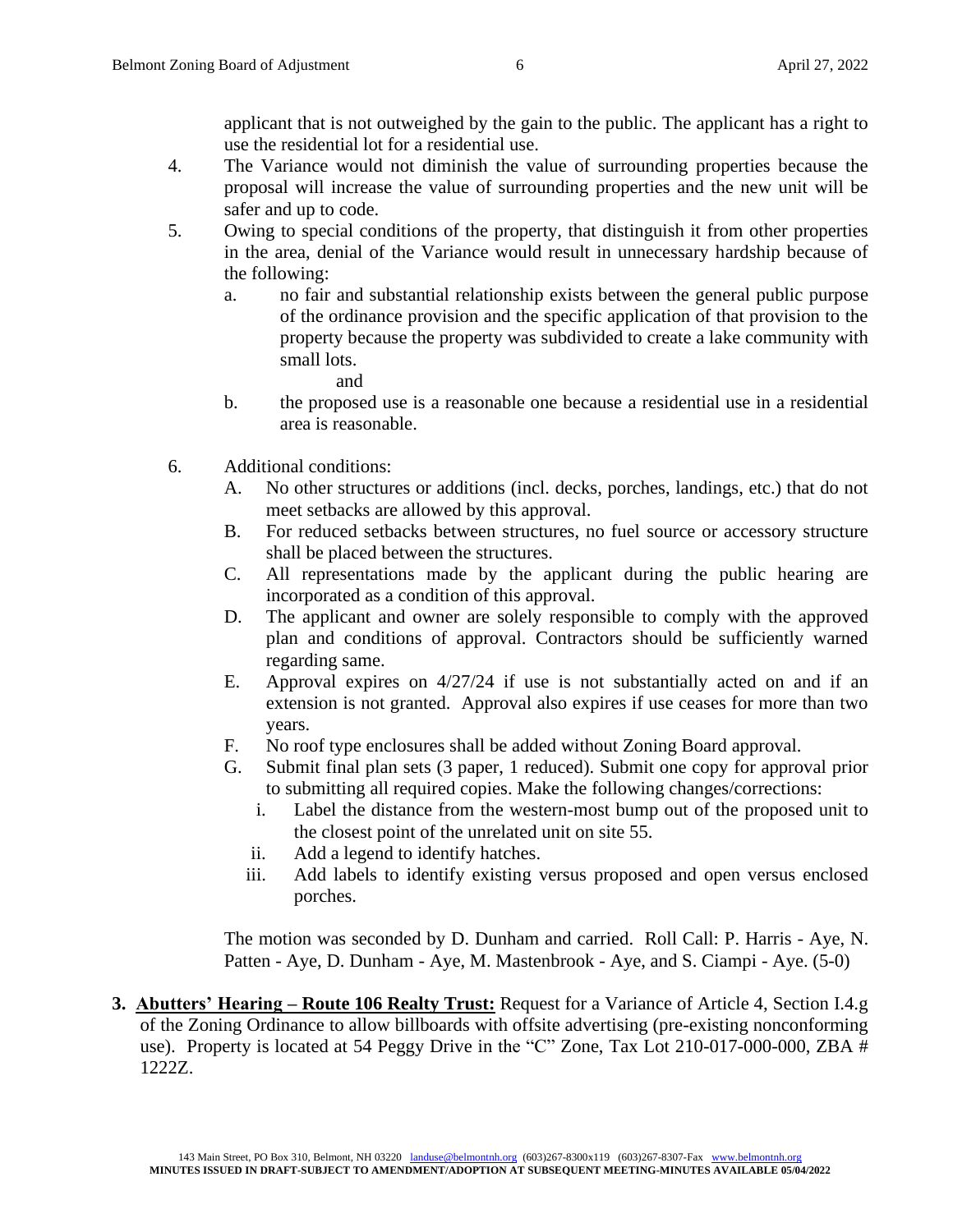applicant that is not outweighed by the gain to the public. The applicant has a right to use the residential lot for a residential use.

4. The Variance would not diminish the value of surrounding properties because the proposal will increase the value of surrounding properties and the new unit will be safer and up to code.

5. Owing to special conditions of the property, that distinguish it from other properties in the area, denial of the Variance would result in unnecessary hardship because of the following:

   a. no fair and substantial relationship exists between the general public purpose of the ordinance provision and the specific application of that provision to the property because the property was subdivided to create a lake community with small lots.

      and

   b. the proposed use is a reasonable one because a residential use in a residential area is reasonable.

6. Additional conditions:

   A. No other structures or additions (incl. decks, porches, landings, etc.) that do not meet setbacks are allowed by this approval.
   B. For reduced setbacks between structures, no fuel source or accessory structure shall be placed between the structures.
   C. All representations made by the applicant during the public hearing are incorporated as a condition of this approval.
   D. The applicant and owner are solely responsible to comply with the approved plan and conditions of approval. Contractors should be sufficiently warned regarding same.
   E. Approval expires on 4/27/24 if use is not substantially acted on and if an extension is not granted. Approval also expires if use ceases for more than two years.
   F. No roof type enclosures shall be added without Zoning Board approval.
   G. Submit final plan sets (3 paper, 1 reduced). Submit one copy for approval prior to submitting all required copies. Make the following changes/corrections:
      i. Label the distance from the western-most bump out of the proposed unit to the closest point of the unrelated unit on site 55.
      ii. Add a legend to identify hatches.
      iii. Add labels to identify existing versus proposed and open versus enclosed porches.

The motion was seconded by D. Dunham and carried. Roll Call: P. Harris - Aye, N. Patten - Aye, D. Dunham - Aye, M. Mastenbrook - Aye, and S. Ciampi - Aye. (5-0)

**3. Abutters' Hearing – Route 106 Realty Trust:** Request for a Variance of Article 4, Section I.4.g of the Zoning Ordinance to allow billboards with offsite advertising (pre-existing nonconforming use). Property is located at 54 Peggy Drive in the "C" Zone, Tax Lot 210-017-000-000, ZBA # 1222Z.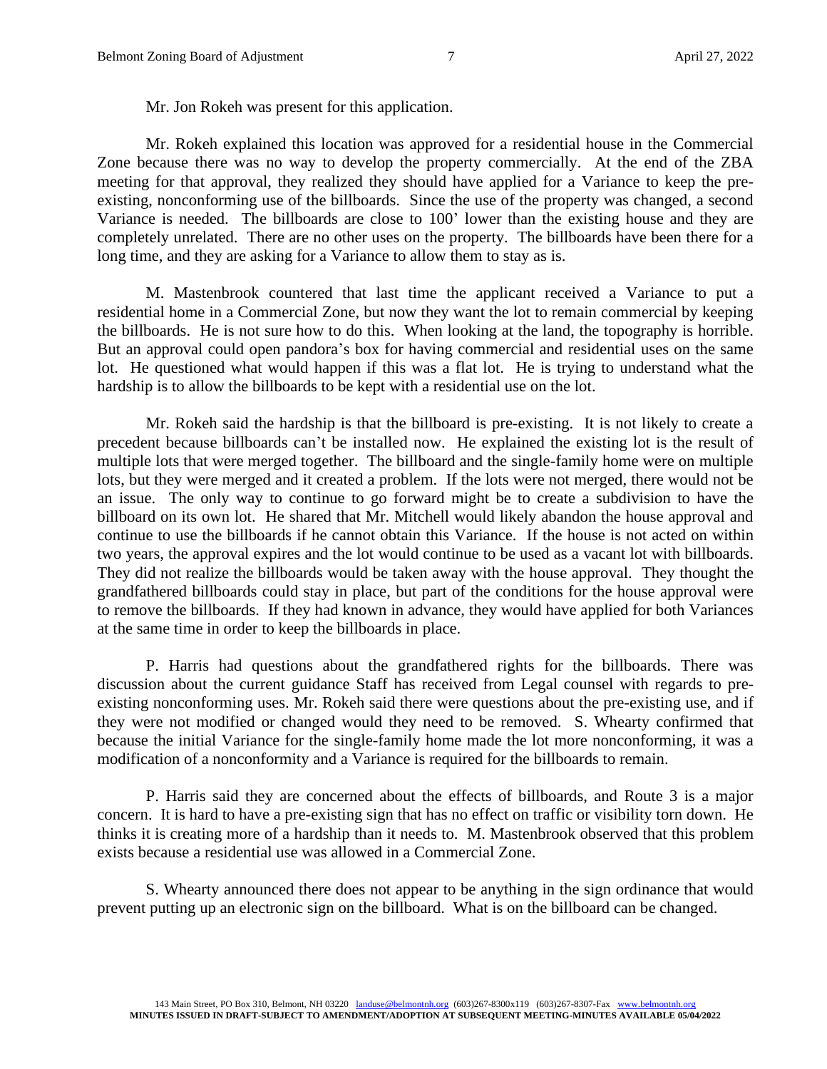Mr. Jon Rokeh was present for this application.

Mr. Rokeh explained this location was approved for a residential house in the Commercial Zone because there was no way to develop the property commercially. At the end of the ZBA meeting for that approval, they realized they should have applied for a Variance to keep the pre-existing, nonconforming use of the billboards. Since the use of the property was changed, a second Variance is needed. The billboards are close to 100' lower than the existing house and they are completely unrelated. There are no other uses on the property. The billboards have been there for a long time, and they are asking for a Variance to allow them to stay as is.

M. Mastenbrook countered that last time the applicant received a Variance to put a residential home in a Commercial Zone, but now they want the lot to remain commercial by keeping the billboards. He is not sure how to do this. When looking at the land, the topography is horrible. But an approval could open pandora's box for having commercial and residential uses on the same lot. He questioned what would happen if this was a flat lot. He is trying to understand what the hardship is to allow the billboards to be kept with a residential use on the lot.

Mr. Rokeh said the hardship is that the billboard is pre-existing. It is not likely to create a precedent because billboards can't be installed now. He explained the existing lot is the result of multiple lots that were merged together. The billboard and the single-family home were on multiple lots, but they were merged and it created a problem. If the lots were not merged, there would not be an issue. The only way to continue to go forward might be to create a subdivision to have the billboard on its own lot. He shared that Mr. Mitchell would likely abandon the house approval and continue to use the billboards if he cannot obtain this Variance. If the house is not acted on within two years, the approval expires and the lot would continue to be used as a vacant lot with billboards. They did not realize the billboards would be taken away with the house approval. They thought the grandfathered billboards could stay in place, but part of the conditions for the house approval were to remove the billboards. If they had known in advance, they would have applied for both Variances at the same time in order to keep the billboards in place.

P. Harris had questions about the grandfathered rights for the billboards. There was discussion about the current guidance Staff has received from Legal counsel with regards to pre-existing nonconforming uses. Mr. Rokeh said there were questions about the pre-existing use, and if they were not modified or changed would they need to be removed. S. Whearty confirmed that because the initial Variance for the single-family home made the lot more nonconforming, it was a modification of a nonconformity and a Variance is required for the billboards to remain.

P. Harris said they are concerned about the effects of billboards, and Route 3 is a major concern. It is hard to have a pre-existing sign that has no effect on traffic or visibility torn down. He thinks it is creating more of a hardship than it needs to. M. Mastenbrook observed that this problem exists because a residential use was allowed in a Commercial Zone.

S. Whearty announced there does not appear to be anything in the sign ordinance that would prevent putting up an electronic sign on the billboard. What is on the billboard can be changed.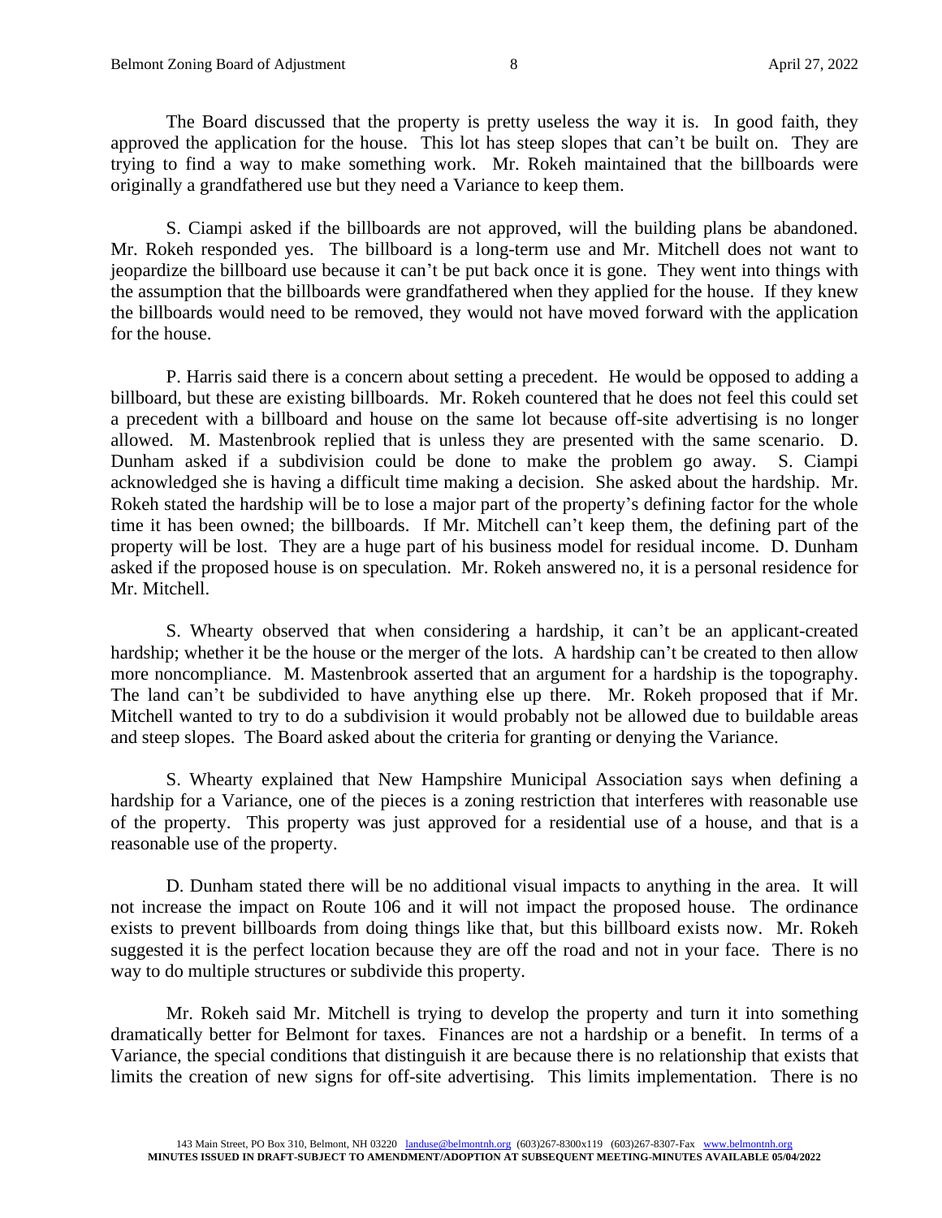The Board discussed that the property is pretty useless the way it is. In good faith, they approved the application for the house. This lot has steep slopes that can't be built on. They are trying to find a way to make something work. Mr. Rokeh maintained that the billboards were originally a grandfathered use but they need a Variance to keep them.

S. Ciampi asked if the billboards are not approved, will the building plans be abandoned. Mr. Rokeh responded yes. The billboard is a long-term use and Mr. Mitchell does not want to jeopardize the billboard use because it can't be put back once it is gone. They went into things with the assumption that the billboards were grandfathered when they applied for the house. If they knew the billboards would need to be removed, they would not have moved forward with the application for the house.

P. Harris said there is a concern about setting a precedent. He would be opposed to adding a billboard, but these are existing billboards. Mr. Rokeh countered that he does not feel this could set a precedent with a billboard and house on the same lot because off-site advertising is no longer allowed. M. Mastenbrook replied that is unless they are presented with the same scenario. D. Dunham asked if a subdivision could be done to make the problem go away. S. Ciampi acknowledged she is having a difficult time making a decision. She asked about the hardship. Mr. Rokeh stated the hardship will be to lose a major part of the property's defining factor for the whole time it has been owned; the billboards. If Mr. Mitchell can't keep them, the defining part of the property will be lost. They are a huge part of his business model for residual income. D. Dunham asked if the proposed house is on speculation. Mr. Rokeh answered no, it is a personal residence for Mr. Mitchell.

S. Whearty observed that when considering a hardship, it can't be an applicant-created hardship; whether it be the house or the merger of the lots. A hardship can't be created to then allow more noncompliance. M. Mastenbrook asserted that an argument for a hardship is the topography. The land can't be subdivided to have anything else up there. Mr. Rokeh proposed that if Mr. Mitchell wanted to try to do a subdivision it would probably not be allowed due to buildable areas and steep slopes. The Board asked about the criteria for granting or denying the Variance.

S. Whearty explained that New Hampshire Municipal Association says when defining a hardship for a Variance, one of the pieces is a zoning restriction that interferes with reasonable use of the property. This property was just approved for a residential use of a house, and that is a reasonable use of the property.

D. Dunham stated there will be no additional visual impacts to anything in the area. It will not increase the impact on Route 106 and it will not impact the proposed house. The ordinance exists to prevent billboards from doing things like that, but this billboard exists now. Mr. Rokeh suggested it is the perfect location because they are off the road and not in your face. There is no way to do multiple structures or subdivide this property.

Mr. Rokeh said Mr. Mitchell is trying to develop the property and turn it into something dramatically better for Belmont for taxes. Finances are not a hardship or a benefit. In terms of a Variance, the special conditions that distinguish it are because there is no relationship that exists that limits the creation of new signs for off-site advertising. This limits implementation. There is no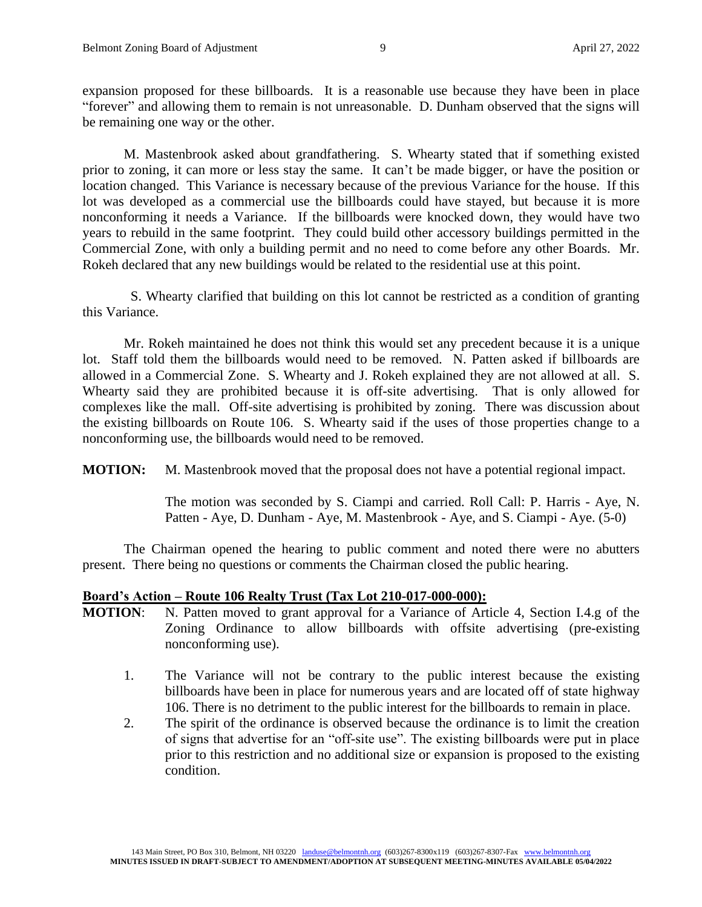expansion proposed for these billboards. It is a reasonable use because they have been in place "forever" and allowing them to remain is not unreasonable. D. Dunham observed that the signs will be remaining one way or the other.

M. Mastenbrook asked about grandfathering. S. Whearty stated that if something existed prior to zoning, it can more or less stay the same. It can't be made bigger, or have the position or location changed. This Variance is necessary because of the previous Variance for the house. If this lot was developed as a commercial use the billboards could have stayed, but because it is more nonconforming it needs a Variance. If the billboards were knocked down, they would have two years to rebuild in the same footprint. They could build other accessory buildings permitted in the Commercial Zone, with only a building permit and no need to come before any other Boards. Mr. Rokeh declared that any new buildings would be related to the residential use at this point.

S. Whearty clarified that building on this lot cannot be restricted as a condition of granting this Variance.

Mr. Rokeh maintained he does not think this would set any precedent because it is a unique lot. Staff told them the billboards would need to be removed. N. Patten asked if billboards are allowed in a Commercial Zone. S. Whearty and J. Rokeh explained they are not allowed at all. S. Whearty said they are prohibited because it is off-site advertising. That is only allowed for complexes like the mall. Off-site advertising is prohibited by zoning. There was discussion about the existing billboards on Route 106. S. Whearty said if the uses of those properties change to a nonconforming use, the billboards would need to be removed.

**MOTION:** M. Mastenbrook moved that the proposal does not have a potential regional impact.

The motion was seconded by S. Ciampi and carried. Roll Call: P. Harris - Aye, N. Patten - Aye, D. Dunham - Aye, M. Mastenbrook - Aye, and S. Ciampi - Aye. (5-0)

The Chairman opened the hearing to public comment and noted there were no abutters present. There being no questions or comments the Chairman closed the public hearing.

**Board's Action – Route 106 Realty Trust (Tax Lot 210-017-000-000):**

**MOTION**: N. Patten moved to grant approval for a Variance of Article 4, Section I.4.g of the Zoning Ordinance to allow billboards with offsite advertising (pre-existing nonconforming use).

1. The Variance will not be contrary to the public interest because the existing billboards have been in place for numerous years and are located off of state highway 106. There is no detriment to the public interest for the billboards to remain in place.
2. The spirit of the ordinance is observed because the ordinance is to limit the creation of signs that advertise for an "off-site use". The existing billboards were put in place prior to this restriction and no additional size or expansion is proposed to the existing condition.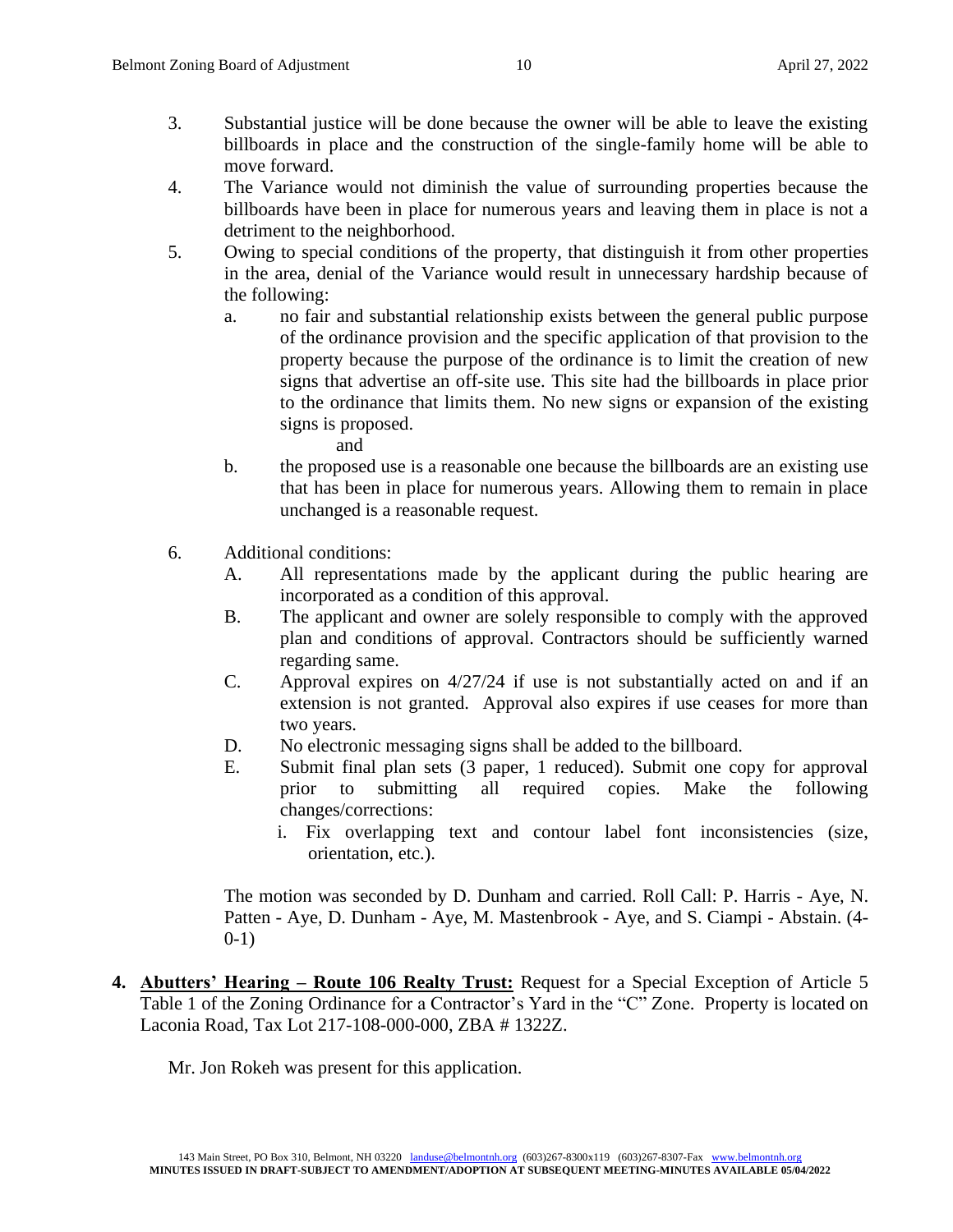3. Substantial justice will be done because the owner will be able to leave the existing billboards in place and the construction of the single-family home will be able to move forward.
4. The Variance would not diminish the value of surrounding properties because the billboards have been in place for numerous years and leaving them in place is not a detriment to the neighborhood.
5. Owing to special conditions of the property, that distinguish it from other properties in the area, denial of the Variance would result in unnecessary hardship because of the following:
   a. no fair and substantial relationship exists between the general public purpose of the ordinance provision and the specific application of that provision to the property because the purpose of the ordinance is to limit the creation of new signs that advertise an off-site use. This site had the billboards in place prior to the ordinance that limits them. No new signs or expansion of the existing signs is proposed.

      and

   b. the proposed use is a reasonable one because the billboards are an existing use that has been in place for numerous years. Allowing them to remain in place unchanged is a reasonable request.

6. Additional conditions:
   A. All representations made by the applicant during the public hearing are incorporated as a condition of this approval.
   B. The applicant and owner are solely responsible to comply with the approved plan and conditions of approval. Contractors should be sufficiently warned regarding same.
   C. Approval expires on 4/27/24 if use is not substantially acted on and if an extension is not granted. Approval also expires if use ceases for more than two years.
   D. No electronic messaging signs shall be added to the billboard.
   E. Submit final plan sets (3 paper, 1 reduced). Submit one copy for approval prior to submitting all required copies. Make the following changes/corrections:
      i. Fix overlapping text and contour label font inconsistencies (size, orientation, etc.).

The motion was seconded by D. Dunham and carried. Roll Call: P. Harris - Aye, N. Patten - Aye, D. Dunham - Aye, M. Mastenbrook - Aye, and S. Ciampi - Abstain. (4-0-1)

**4. <u>Abutters' Hearing – Route 106 Realty Trust:</u>** Request for a Special Exception of Article 5 Table 1 of the Zoning Ordinance for a Contractor's Yard in the "C" Zone. Property is located on Laconia Road, Tax Lot 217-108-000-000, ZBA # 1322Z.

Mr. Jon Rokeh was present for this application.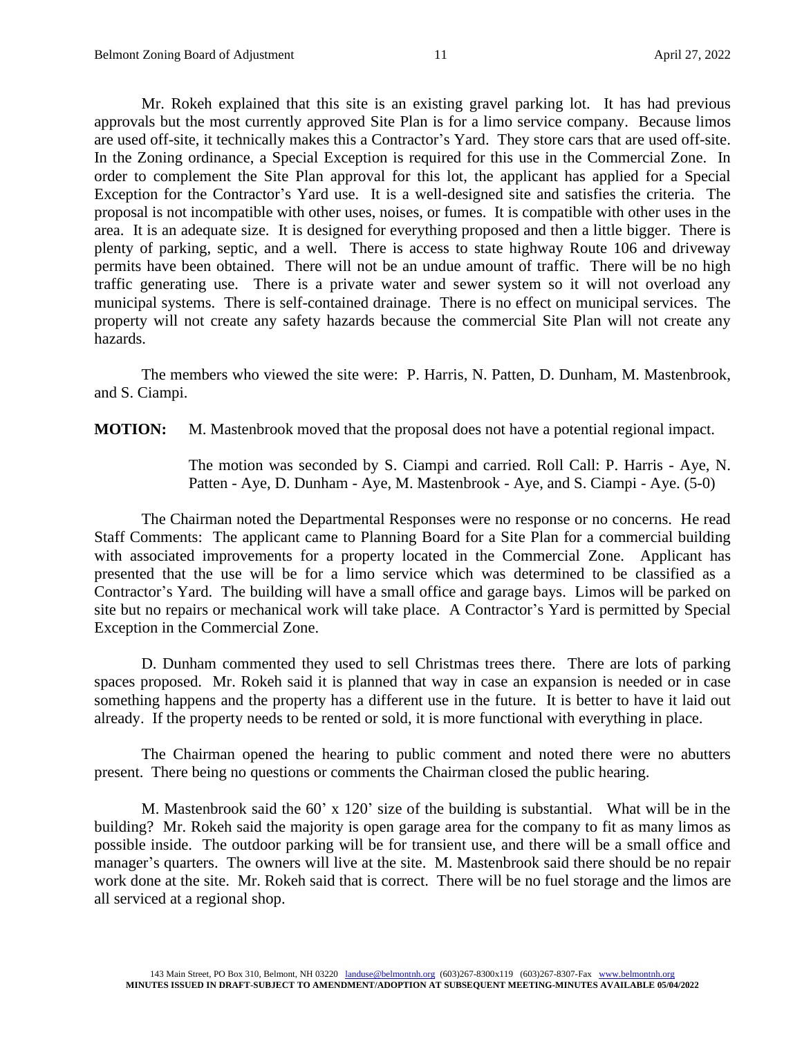Mr. Rokeh explained that this site is an existing gravel parking lot. It has had previous approvals but the most currently approved Site Plan is for a limo service company. Because limos are used off-site, it technically makes this a Contractor's Yard. They store cars that are used off-site. In the Zoning ordinance, a Special Exception is required for this use in the Commercial Zone. In order to complement the Site Plan approval for this lot, the applicant has applied for a Special Exception for the Contractor's Yard use. It is a well-designed site and satisfies the criteria. The proposal is not incompatible with other uses, noises, or fumes. It is compatible with other uses in the area. It is an adequate size. It is designed for everything proposed and then a little bigger. There is plenty of parking, septic, and a well. There is access to state highway Route 106 and driveway permits have been obtained. There will not be an undue amount of traffic. There will be no high traffic generating use. There is a private water and sewer system so it will not overload any municipal systems. There is self-contained drainage. There is no effect on municipal services. The property will not create any safety hazards because the commercial Site Plan will not create any hazards.

The members who viewed the site were: P. Harris, N. Patten, D. Dunham, M. Mastenbrook, and S. Ciampi.

**MOTION:** M. Mastenbrook moved that the proposal does not have a potential regional impact.

The motion was seconded by S. Ciampi and carried. Roll Call: P. Harris - Aye, N. Patten - Aye, D. Dunham - Aye, M. Mastenbrook - Aye, and S. Ciampi - Aye. (5-0)

The Chairman noted the Departmental Responses were no response or no concerns. He read Staff Comments: The applicant came to Planning Board for a Site Plan for a commercial building with associated improvements for a property located in the Commercial Zone. Applicant has presented that the use will be for a limo service which was determined to be classified as a Contractor's Yard. The building will have a small office and garage bays. Limos will be parked on site but no repairs or mechanical work will take place. A Contractor's Yard is permitted by Special Exception in the Commercial Zone.

D. Dunham commented they used to sell Christmas trees there. There are lots of parking spaces proposed. Mr. Rokeh said it is planned that way in case an expansion is needed or in case something happens and the property has a different use in the future. It is better to have it laid out already. If the property needs to be rented or sold, it is more functional with everything in place.

The Chairman opened the hearing to public comment and noted there were no abutters present. There being no questions or comments the Chairman closed the public hearing.

M. Mastenbrook said the 60' x 120' size of the building is substantial. What will be in the building? Mr. Rokeh said the majority is open garage area for the company to fit as many limos as possible inside. The outdoor parking will be for transient use, and there will be a small office and manager's quarters. The owners will live at the site. M. Mastenbrook said there should be no repair work done at the site. Mr. Rokeh said that is correct. There will be no fuel storage and the limos are all serviced at a regional shop.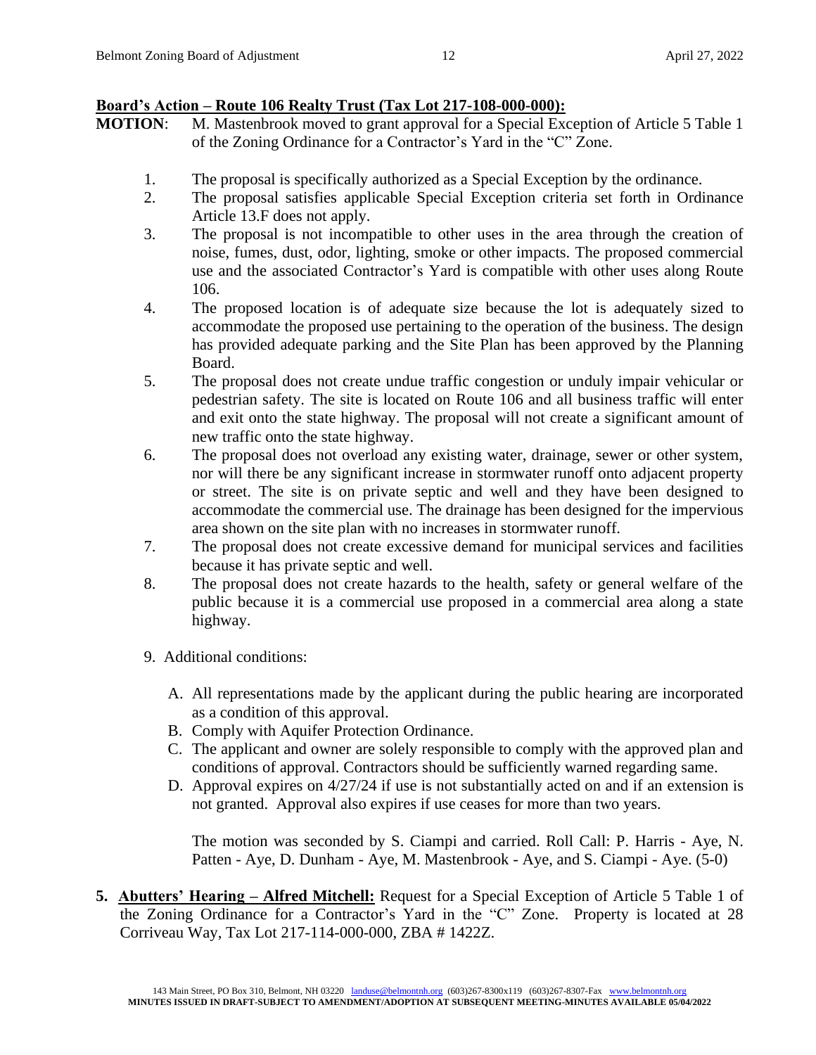**Board's Action – Route 106 Realty Trust (Tax Lot 217-108-000-000):**

**MOTION**: M. Mastenbrook moved to grant approval for a Special Exception of Article 5 Table 1 of the Zoning Ordinance for a Contractor's Yard in the "C" Zone.

1. The proposal is specifically authorized as a Special Exception by the ordinance.
2. The proposal satisfies applicable Special Exception criteria set forth in Ordinance Article 13.F does not apply.
3. The proposal is not incompatible to other uses in the area through the creation of noise, fumes, dust, odor, lighting, smoke or other impacts. The proposed commercial use and the associated Contractor's Yard is compatible with other uses along Route 106.
4. The proposed location is of adequate size because the lot is adequately sized to accommodate the proposed use pertaining to the operation of the business. The design has provided adequate parking and the Site Plan has been approved by the Planning Board.
5. The proposal does not create undue traffic congestion or unduly impair vehicular or pedestrian safety. The site is located on Route 106 and all business traffic will enter and exit onto the state highway. The proposal will not create a significant amount of new traffic onto the state highway.
6. The proposal does not overload any existing water, drainage, sewer or other system, nor will there be any significant increase in stormwater runoff onto adjacent property or street. The site is on private septic and well and they have been designed to accommodate the commercial use. The drainage has been designed for the impervious area shown on the site plan with no increases in stormwater runoff.
7. The proposal does not create excessive demand for municipal services and facilities because it has private septic and well.
8. The proposal does not create hazards to the health, safety or general welfare of the public because it is a commercial use proposed in a commercial area along a state highway.
9. Additional conditions:

   A. All representations made by the applicant during the public hearing are incorporated as a condition of this approval.
   B. Comply with Aquifer Protection Ordinance.
   C. The applicant and owner are solely responsible to comply with the approved plan and conditions of approval. Contractors should be sufficiently warned regarding same.
   D. Approval expires on 4/27/24 if use is not substantially acted on and if an extension is not granted. Approval also expires if use ceases for more than two years.

   The motion was seconded by S. Ciampi and carried. Roll Call: P. Harris - Aye, N. Patten - Aye, D. Dunham - Aye, M. Mastenbrook - Aye, and S. Ciampi - Aye. (5-0)

5. **Abutters' Hearing – Alfred Mitchell:** Request for a Special Exception of Article 5 Table 1 of the Zoning Ordinance for a Contractor's Yard in the "C" Zone. Property is located at 28 Corriveau Way, Tax Lot 217-114-000-000, ZBA # 1422Z.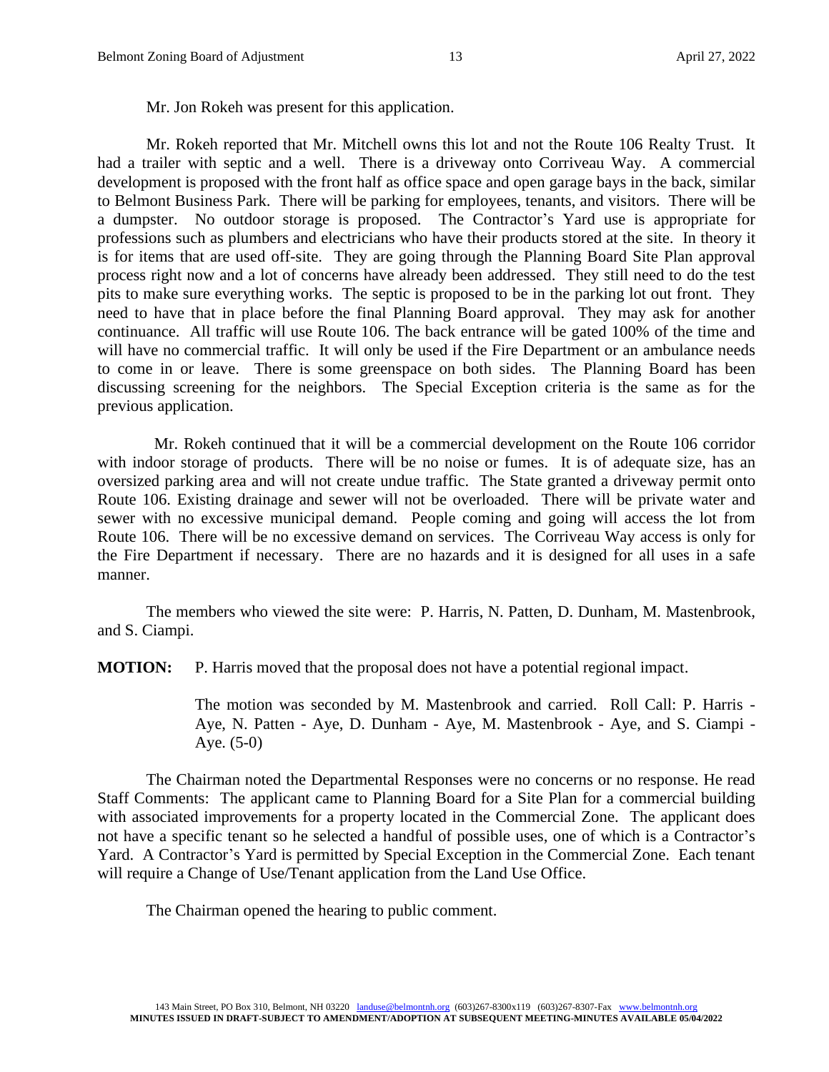Mr. Jon Rokeh was present for this application.

Mr. Rokeh reported that Mr. Mitchell owns this lot and not the Route 106 Realty Trust. It had a trailer with septic and a well. There is a driveway onto Corriveau Way. A commercial development is proposed with the front half as office space and open garage bays in the back, similar to Belmont Business Park. There will be parking for employees, tenants, and visitors. There will be a dumpster. No outdoor storage is proposed. The Contractor's Yard use is appropriate for professions such as plumbers and electricians who have their products stored at the site. In theory it is for items that are used off-site. They are going through the Planning Board Site Plan approval process right now and a lot of concerns have already been addressed. They still need to do the test pits to make sure everything works. The septic is proposed to be in the parking lot out front. They need to have that in place before the final Planning Board approval. They may ask for another continuance. All traffic will use Route 106. The back entrance will be gated 100% of the time and will have no commercial traffic. It will only be used if the Fire Department or an ambulance needs to come in or leave. There is some greenspace on both sides. The Planning Board has been discussing screening for the neighbors. The Special Exception criteria is the same as for the previous application.

Mr. Rokeh continued that it will be a commercial development on the Route 106 corridor with indoor storage of products. There will be no noise or fumes. It is of adequate size, has an oversized parking area and will not create undue traffic. The State granted a driveway permit onto Route 106. Existing drainage and sewer will not be overloaded. There will be private water and sewer with no excessive municipal demand. People coming and going will access the lot from Route 106. There will be no excessive demand on services. The Corriveau Way access is only for the Fire Department if necessary. There are no hazards and it is designed for all uses in a safe manner.

The members who viewed the site were: P. Harris, N. Patten, D. Dunham, M. Mastenbrook, and S. Ciampi.

**MOTION:** P. Harris moved that the proposal does not have a potential regional impact.

The motion was seconded by M. Mastenbrook and carried. Roll Call: P. Harris - Aye, N. Patten - Aye, D. Dunham - Aye, M. Mastenbrook - Aye, and S. Ciampi - Aye. (5-0)

The Chairman noted the Departmental Responses were no concerns or no response. He read Staff Comments: The applicant came to Planning Board for a Site Plan for a commercial building with associated improvements for a property located in the Commercial Zone. The applicant does not have a specific tenant so he selected a handful of possible uses, one of which is a Contractor's Yard. A Contractor's Yard is permitted by Special Exception in the Commercial Zone. Each tenant will require a Change of Use/Tenant application from the Land Use Office.

The Chairman opened the hearing to public comment.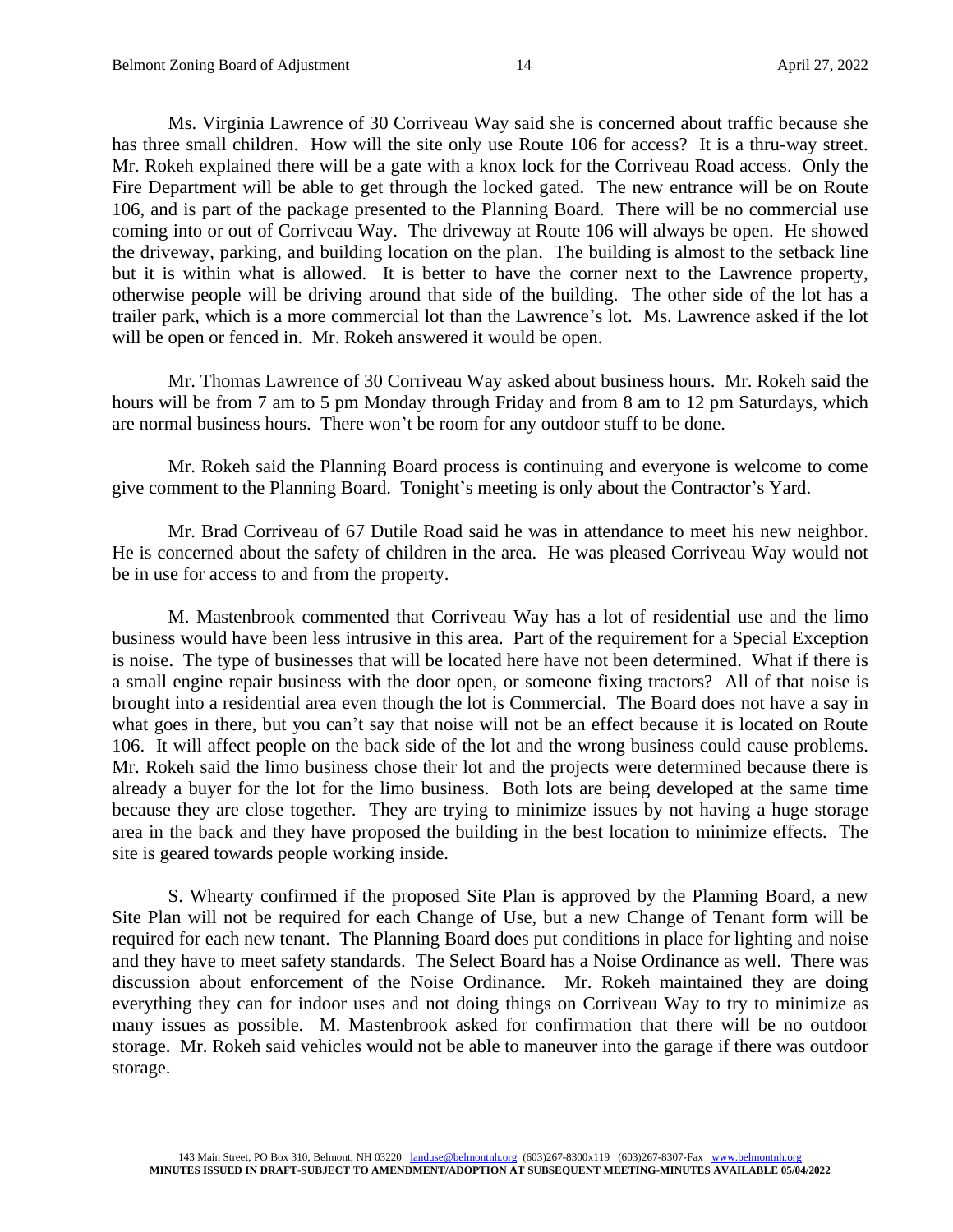Ms. Virginia Lawrence of 30 Corriveau Way said she is concerned about traffic because she has three small children. How will the site only use Route 106 for access? It is a thru-way street. Mr. Rokeh explained there will be a gate with a knox lock for the Corriveau Road access. Only the Fire Department will be able to get through the locked gated. The new entrance will be on Route 106, and is part of the package presented to the Planning Board. There will be no commercial use coming into or out of Corriveau Way. The driveway at Route 106 will always be open. He showed the driveway, parking, and building location on the plan. The building is almost to the setback line but it is within what is allowed. It is better to have the corner next to the Lawrence property, otherwise people will be driving around that side of the building. The other side of the lot has a trailer park, which is a more commercial lot than the Lawrence's lot. Ms. Lawrence asked if the lot will be open or fenced in. Mr. Rokeh answered it would be open.

Mr. Thomas Lawrence of 30 Corriveau Way asked about business hours. Mr. Rokeh said the hours will be from 7 am to 5 pm Monday through Friday and from 8 am to 12 pm Saturdays, which are normal business hours. There won't be room for any outdoor stuff to be done.

Mr. Rokeh said the Planning Board process is continuing and everyone is welcome to come give comment to the Planning Board. Tonight's meeting is only about the Contractor's Yard.

Mr. Brad Corriveau of 67 Dutile Road said he was in attendance to meet his new neighbor. He is concerned about the safety of children in the area. He was pleased Corriveau Way would not be in use for access to and from the property.

M. Mastenbrook commented that Corriveau Way has a lot of residential use and the limo business would have been less intrusive in this area. Part of the requirement for a Special Exception is noise. The type of businesses that will be located here have not been determined. What if there is a small engine repair business with the door open, or someone fixing tractors? All of that noise is brought into a residential area even though the lot is Commercial. The Board does not have a say in what goes in there, but you can't say that noise will not be an effect because it is located on Route 106. It will affect people on the back side of the lot and the wrong business could cause problems. Mr. Rokeh said the limo business chose their lot and the projects were determined because there is already a buyer for the lot for the limo business. Both lots are being developed at the same time because they are close together. They are trying to minimize issues by not having a huge storage area in the back and they have proposed the building in the best location to minimize effects. The site is geared towards people working inside.

S. Whearty confirmed if the proposed Site Plan is approved by the Planning Board, a new Site Plan will not be required for each Change of Use, but a new Change of Tenant form will be required for each new tenant. The Planning Board does put conditions in place for lighting and noise and they have to meet safety standards. The Select Board has a Noise Ordinance as well. There was discussion about enforcement of the Noise Ordinance. Mr. Rokeh maintained they are doing everything they can for indoor uses and not doing things on Corriveau Way to try to minimize as many issues as possible. M. Mastenbrook asked for confirmation that there will be no outdoor storage. Mr. Rokeh said vehicles would not be able to maneuver into the garage if there was outdoor storage.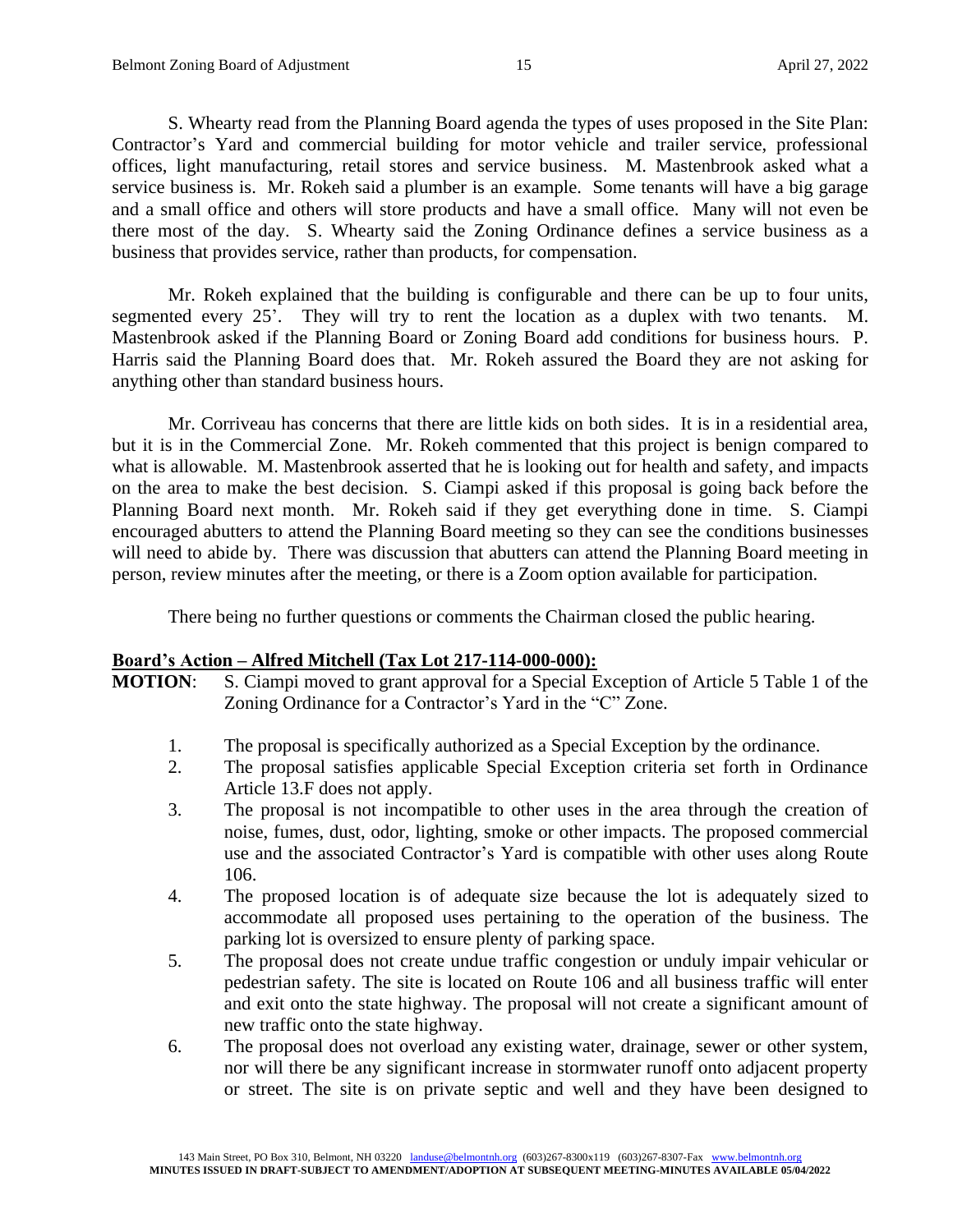S. Whearty read from the Planning Board agenda the types of uses proposed in the Site Plan: Contractor's Yard and commercial building for motor vehicle and trailer service, professional offices, light manufacturing, retail stores and service business. M. Mastenbrook asked what a service business is. Mr. Rokeh said a plumber is an example. Some tenants will have a big garage and a small office and others will store products and have a small office. Many will not even be there most of the day. S. Whearty said the Zoning Ordinance defines a service business as a business that provides service, rather than products, for compensation.

Mr. Rokeh explained that the building is configurable and there can be up to four units, segmented every 25'. They will try to rent the location as a duplex with two tenants. M. Mastenbrook asked if the Planning Board or Zoning Board add conditions for business hours. P. Harris said the Planning Board does that. Mr. Rokeh assured the Board they are not asking for anything other than standard business hours.

Mr. Corriveau has concerns that there are little kids on both sides. It is in a residential area, but it is in the Commercial Zone. Mr. Rokeh commented that this project is benign compared to what is allowable. M. Mastenbrook asserted that he is looking out for health and safety, and impacts on the area to make the best decision. S. Ciampi asked if this proposal is going back before the Planning Board next month. Mr. Rokeh said if they get everything done in time. S. Ciampi encouraged abutters to attend the Planning Board meeting so they can see the conditions businesses will need to abide by. There was discussion that abutters can attend the Planning Board meeting in person, review minutes after the meeting, or there is a Zoom option available for participation.

There being no further questions or comments the Chairman closed the public hearing.

**<u>Board's Action – Alfred Mitchell (Tax Lot 217-114-000-000):</u>**

**MOTION**: S. Ciampi moved to grant approval for a Special Exception of Article 5 Table 1 of the Zoning Ordinance for a Contractor's Yard in the "C" Zone.

1. The proposal is specifically authorized as a Special Exception by the ordinance.
2. The proposal satisfies applicable Special Exception criteria set forth in Ordinance Article 13.F does not apply.
3. The proposal is not incompatible to other uses in the area through the creation of noise, fumes, dust, odor, lighting, smoke or other impacts. The proposed commercial use and the associated Contractor's Yard is compatible with other uses along Route 106.
4. The proposed location is of adequate size because the lot is adequately sized to accommodate all proposed uses pertaining to the operation of the business. The parking lot is oversized to ensure plenty of parking space.
5. The proposal does not create undue traffic congestion or unduly impair vehicular or pedestrian safety. The site is located on Route 106 and all business traffic will enter and exit onto the state highway. The proposal will not create a significant amount of new traffic onto the state highway.
6. The proposal does not overload any existing water, drainage, sewer or other system, nor will there be any significant increase in stormwater runoff onto adjacent property or street. The site is on private septic and well and they have been designed to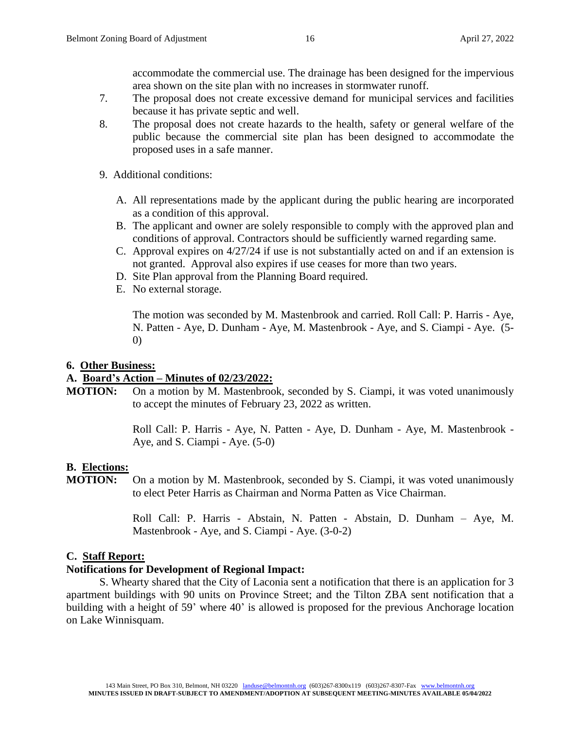accommodate the commercial use. The drainage has been designed for the impervious area shown on the site plan with no increases in stormwater runoff.

7. The proposal does not create excessive demand for municipal services and facilities because it has private septic and well.
8. The proposal does not create hazards to the health, safety or general welfare of the public because the commercial site plan has been designed to accommodate the proposed uses in a safe manner.
9. Additional conditions:

   A. All representations made by the applicant during the public hearing are incorporated as a condition of this approval.
   B. The applicant and owner are solely responsible to comply with the approved plan and conditions of approval. Contractors should be sufficiently warned regarding same.
   C. Approval expires on 4/27/24 if use is not substantially acted on and if an extension is not granted. Approval also expires if use ceases for more than two years.
   D. Site Plan approval from the Planning Board required.
   E. No external storage.

   The motion was seconded by M. Mastenbrook and carried. Roll Call: P. Harris - Aye, N. Patten - Aye, D. Dunham - Aye, M. Mastenbrook - Aye, and S. Ciampi - Aye. (5-0)

**6. Other Business:**

**A. Board's Action – Minutes of 02/23/2022:**

**MOTION:** On a motion by M. Mastenbrook, seconded by S. Ciampi, it was voted unanimously to accept the minutes of February 23, 2022 as written.

Roll Call: P. Harris - Aye, N. Patten - Aye, D. Dunham - Aye, M. Mastenbrook - Aye, and S. Ciampi - Aye. (5-0)

**B. Elections:**

**MOTION:** On a motion by M. Mastenbrook, seconded by S. Ciampi, it was voted unanimously to elect Peter Harris as Chairman and Norma Patten as Vice Chairman.

Roll Call: P. Harris - Abstain, N. Patten - Abstain, D. Dunham – Aye, M. Mastenbrook - Aye, and S. Ciampi - Aye. (3-0-2)

**C. Staff Report:**

**Notifications for Development of Regional Impact:**

S. Whearty shared that the City of Laconia sent a notification that there is an application for 3 apartment buildings with 90 units on Province Street; and the Tilton ZBA sent notification that a building with a height of 59' where 40' is allowed is proposed for the previous Anchorage location on Lake Winnisquam.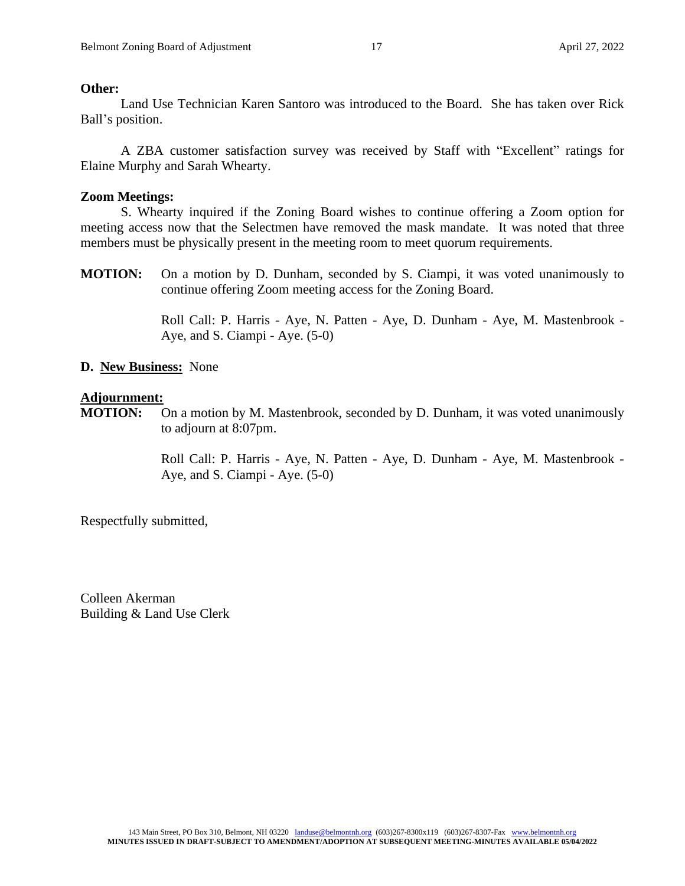**Other:**

Land Use Technician Karen Santoro was introduced to the Board. She has taken over Rick Ball's position.

A ZBA customer satisfaction survey was received by Staff with "Excellent" ratings for Elaine Murphy and Sarah Whearty.

**Zoom Meetings:**

S. Whearty inquired if the Zoning Board wishes to continue offering a Zoom option for meeting access now that the Selectmen have removed the mask mandate. It was noted that three members must be physically present in the meeting room to meet quorum requirements.

**MOTION:** On a motion by D. Dunham, seconded by S. Ciampi, it was voted unanimously to continue offering Zoom meeting access for the Zoning Board.

Roll Call: P. Harris - Aye, N. Patten - Aye, D. Dunham - Aye, M. Mastenbrook - Aye, and S. Ciampi - Aye. (5-0)

**D. New Business:** None

**Adjournment:**

**MOTION:** On a motion by M. Mastenbrook, seconded by D. Dunham, it was voted unanimously to adjourn at 8:07pm.

Roll Call: P. Harris - Aye, N. Patten - Aye, D. Dunham - Aye, M. Mastenbrook - Aye, and S. Ciampi - Aye. (5-0)

Respectfully submitted,

Colleen Akerman
Building & Land Use Clerk

143 Main Street, PO Box 310, Belmont, NH 03220 landuse@belmontnh.org (603)267-8300x119 (603)267-8307-Fax www.belmontnh.org
**MINUTES ISSUED IN DRAFT-SUBJECT TO AMENDMENT/ADOPTION AT SUBSEQUENT MEETING-MINUTES AVAILABLE 05/04/2022**